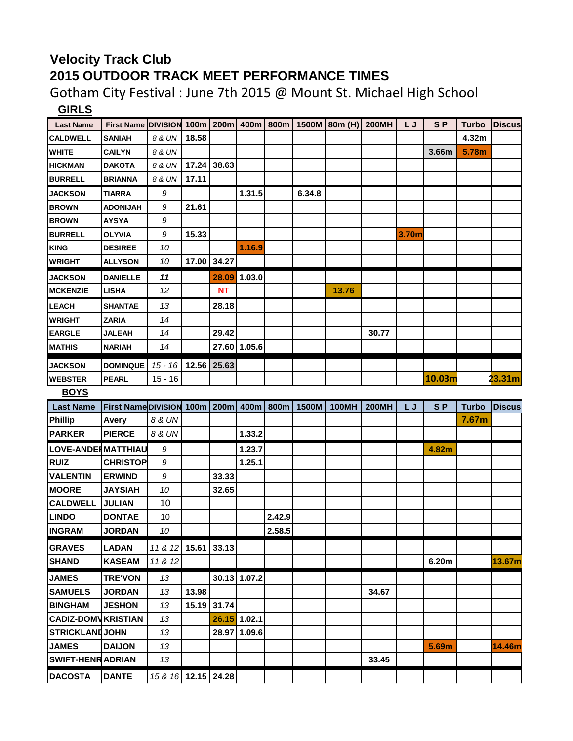# Velocity Track Club

## 2015 OUTDOOR TRACK MEET PERFORMANCE TIMES

Gotham City Festival : June 7th 2015 @ Mount St. Michael High School

**GIRLS**

| Last Name | First Name | DIVISION | 100m | 200m | 400m | 800m | 1500M | 80m (H) | 200MH | L J | S P | Turbo | Discus |
|---|---|---|---|---|---|---|---|---|---|---|---|---|---|
| CALDWELL | SANIAH | 8 & UN | 18.58 | | | | | | | | | 4.32m | |
| WHITE | CAILYN | 8 & UN | | | | | | | | | 3.66m | 5.78m | |
| HICKMAN | DAKOTA | 8 & UN | 17.24 | 38.63 | | | | | | | | | |
| BURRELL | BRIANNA | 8 & UN | 17.11 | | | | | | | | | | |
| JACKSON | TIARRA | 9 | | | 1.31.5 | | 6.34.8 | | | | | | |
| BROWN | ADONIJAH | 9 | 21.61 | | | | | | | | | | |
| BROWN | AYSYA | 9 | | | | | | | | | | | |
| BURRELL | OLYVIA | 9 | 15.33 | | | | | | | 3.70m | | | |
| KING | DESIREE | 10 | | | 1.16.9 | | | | | | | | |
| WRIGHT | ALLYSON | 10 | 17.00 | 34.27 | | | | | | | | | |
| JACKSON | DANIELLE | 11 | | 28.09 | 1.03.0 | | | | | | | | |
| MCKENZIE | LISHA | 12 | | NT | | | | 13.76 | | | | | |
| LEACH | SHANTAE | 13 | | 28.18 | | | | | | | | | |
| WRIGHT | ZARIA | 14 | | | | | | | | | | | |
| EARGLE | JALEAH | 14 | | 29.42 | | | | | 30.77 | | | | |
| MATHIS | NARIAH | 14 | | 27.60 | 1.05.6 | | | | | | | | |
| JACKSON | DOMINQUE | 15 - 16 | 12.56 | 25.63 | | | | | | | | | |
| WEBSTER | PEARL | 15 - 16 | | | | | | | | | 10.03m | | 23.31m |

**BOYS**

| Last Name | First Name | DIVISION | 100m | 200m | 400m | 800m | 1500M | 100MH | 200MH | L J | S P | Turbo | Discus |
|---|---|---|---|---|---|---|---|---|---|---|---|---|---|
| Phillip | Avery | 8 & UN | | | | | | | | | | 7.67m | |
| PARKER | PIERCE | 8 & UN | | | 1.33.2 | | | | | | | | |
| LOVE-ANDEI | MATTHIAU | 9 | | | 1.23.7 | | | | | | 4.82m | | |
| RUIZ | CHRISTOP | 9 | | | 1.25.1 | | | | | | | | |
| VALENTIN | ERWIND | 9 | | 33.33 | | | | | | | | | |
| MOORE | JAYSIAH | 10 | | 32.65 | | | | | | | | | |
| CALDWELL | JULIAN | 10 | | | | | | | | | | | |
| LINDO | DONTAE | 10 | | | | 2.42.9 | | | | | | | |
| INGRAM | JORDAN | 10 | | | | 2.58.5 | | | | | | | |
| GRAVES | LADAN | 11 & 12 | 15.61 | 33.13 | | | | | | | | | |
| SHAND | KASEAM | 11 & 12 | | | | | | | | | 6.20m | | 13.67m |
| JAMES | TRE'VON | 13 | | 30.13 | 1.07.2 | | | | | | | | |
| SAMUELS | JORDAN | 13 | 13.98 | | | | | | 34.67 | | | | |
| BINGHAM | JESHON | 13 | 15.19 | 31.74 | | | | | | | | | |
| CADIZ-DOMV | KRISTIAN | 13 | | 26.15 | 1.02.1 | | | | | | | | |
| STRICKLANI | JOHN | 13 | | 28.97 | 1.09.6 | | | | | | | | |
| JAMES | DAIJON | 13 | | | | | | | | | 5.69m | | 14.46m |
| SWIFT-HENR | ADRIAN | 13 | | | | | | | 33.45 | | | | |
| DACOSTA | DANTE | 15 & 16 | 12.15 | 24.28 | | | | | | | | | |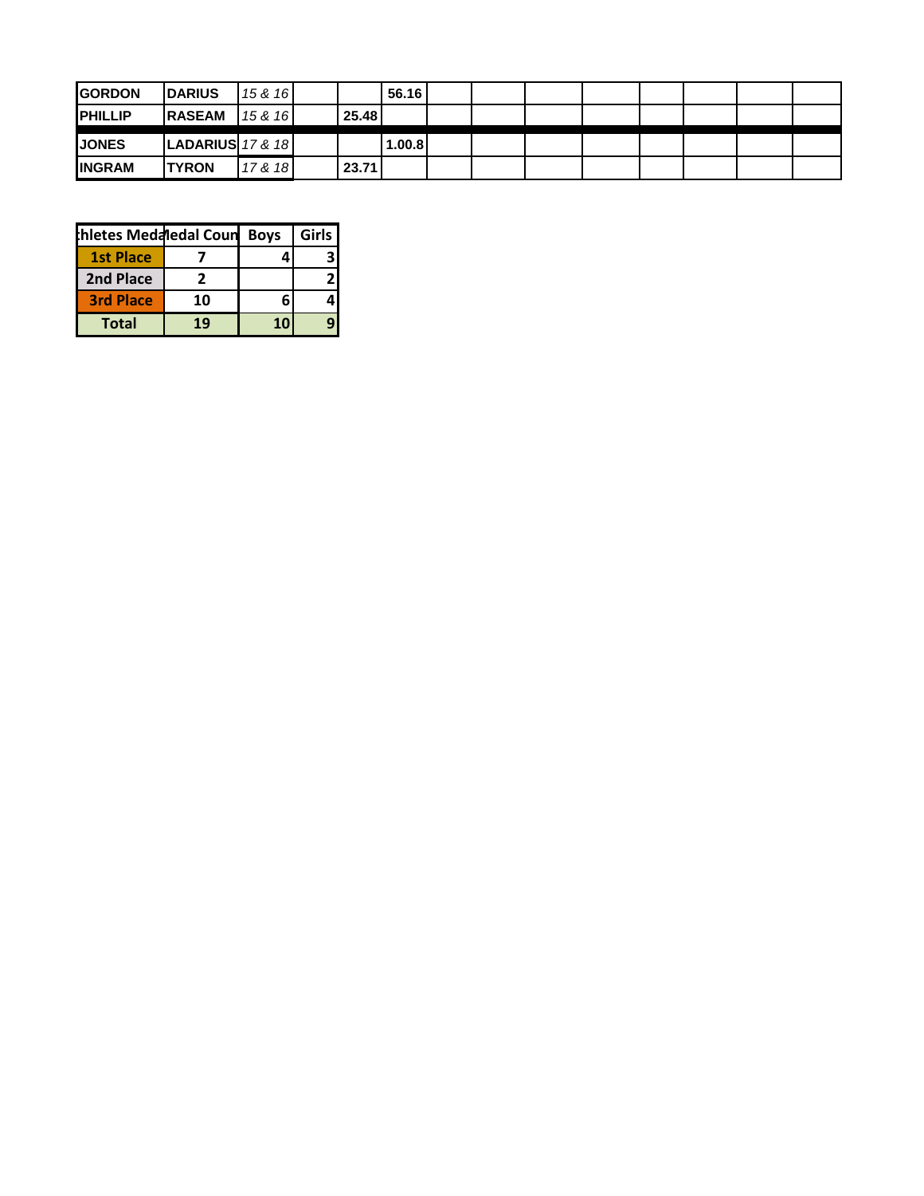| | | | | | | | | | | | | | |
|---|---|---|---|---|---|---|---|---|---|---|---|---|---|
| GORDON | DARIUS | *15 & 16* | | | 56.16 | | | | | | | | |
| PHILLIP | RASEAM | *15 & 16* | | 25.48 | | | | | | | | | |
| JONES | LADARIUS | *17 & 18* | | | 1.00.8 | | | | | | | | |
| INGRAM | TYRON | *17 & 18* | | 23.71 | | | | | | | | | |

| thletes Meda | ledal Coun | Boys | Girls |
|---|---|---|---|
| 1st Place | 7 | 4 | 3 |
| 2nd Place | 2 | | 2 |
| 3rd Place | 10 | 6 | 4 |
| Total | 19 | 10 | 9 |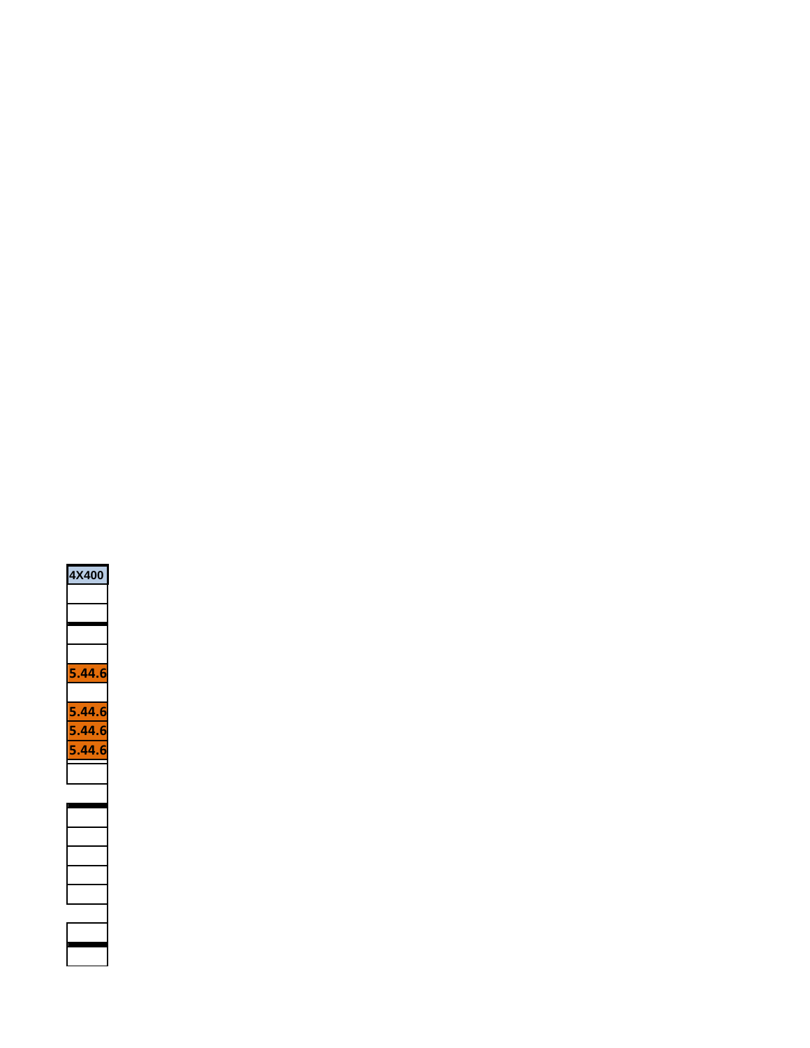| 4X400 |
| --- |
| |
| |
| |
| |
| 5.44.6 |
| |
| 5.44.6 |
| 5.44.6 |
| 5.44.6 |
| |
| |
| |
| |
| |
| |
| |
| |
| |
| |